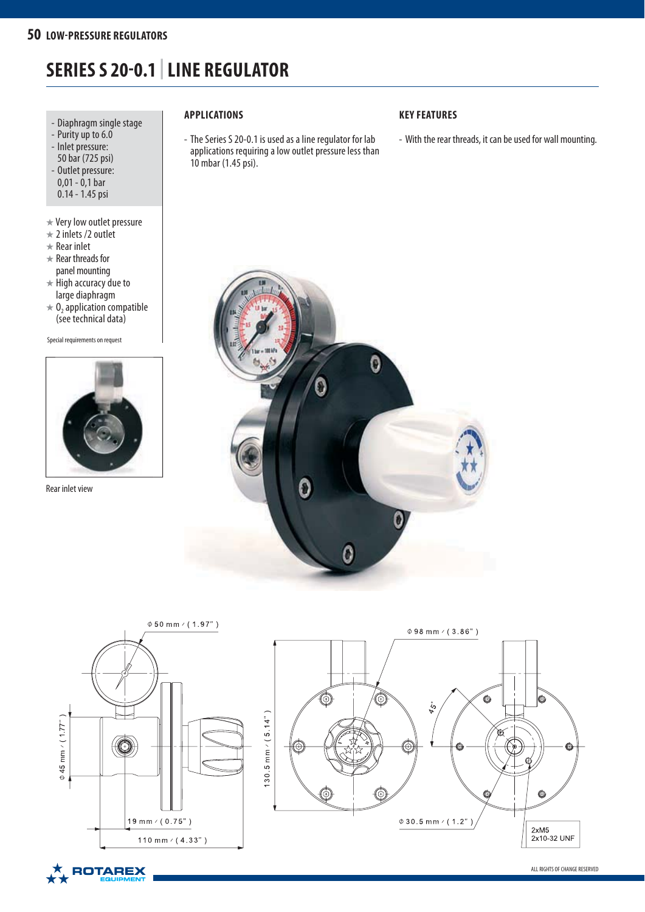# SERIES S 20-0.1 | LINE REGULATOR

- Diaphragm single stage
- Purity up to 6.0
- Inlet pressure:
  50 bar (725 psi)
- Outlet pressure:
  0,01 - 0,1 bar
  0.14 - 1.45 psi

★ Very low outlet pressure
★ 2 inlets /2 outlet
★ Rear inlet
★ Rear threads for panel mounting
★ High accuracy due to large diaphragm
★ $O_2$ application compatible (see technical data)

Special requirements on request

Rear inlet view

## APPLICATIONS

- The Series S 20-0.1 is used as a line regulator for lab applications requiring a low outlet pressure less than 10 mbar (1.45 psi).

## KEY FEATURES

- With the rear threads, it can be used for wall mounting.

Φ 50 mm / (1.97")
Φ 45 mm / (1.77")
19 mm / (0.75")
110 mm / (4.33")
130.5 mm / (5.14")
Φ 98 mm / (3.86")
45°
Φ 30.5 mm / (1.2")
2xM5
2x10-32 UNF

ALL RIGHTS OF CHANGE RESERVED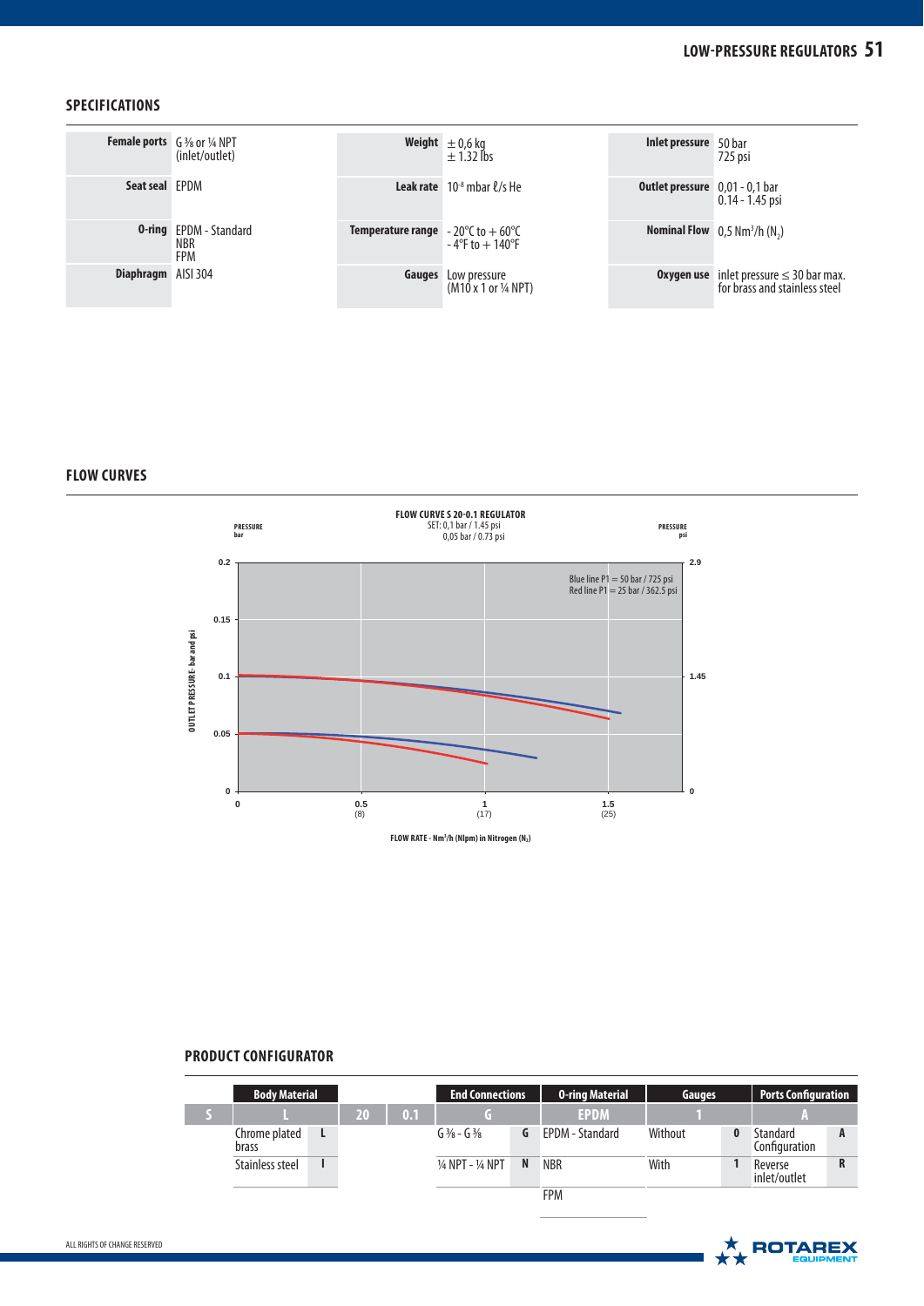## SPECIFICATIONS

| | | | | | |
|---|---|---|---|---|---|
| **Female ports** | G ⅜ or ¼ NPT (inlet/outlet) | **Weight** | ± 0,6 kg<br>± 1.32 lbs | **Inlet pressure** | 50 bar<br>725 psi |
| **Seat seal** | EPDM | **Leak rate** | $10^{-8}$ mbar ℓ/s He | **Outlet pressure** | 0,01 - 0,1 bar<br>0.14 - 1.45 psi |
| **O-ring** | EPDM - Standard<br>NBR<br>FPM | **Temperature range** | - 20°C to + 60°C<br>- 4°F to + 140°F | **Nominal Flow** | 0,5 $Nm^3/h$ ($N_2$) |
| **Diaphragm** | AISI 304 | **Gauges** | Low pressure<br>(M10 x 1 or ¼ NPT) | **Oxygen use** | inlet pressure ≤ 30 bar max. for brass and stainless steel |

## FLOW CURVES

FLOW CURVE S 20-0.1 REGULATOR
SET: 0,1 bar / 1.45 psi
0,05 bar / 0.73 psi

PRESSURE bar
PRESSURE psi

Blue line P1 = 50 bar / 725 psi
Red line P1 = 25 bar / 362.5 psi

OUTLET PRESSURE- bar and psi

0.2 — 2.9
0.15
0.1 — 1.45
0.05
0 — 0

0 0.5 (8) 1 (17) 1.5 (25)

FLOW RATE - $Nm^3/h$ (Nlpm) in Nitrogen ($N_2$)

## PRODUCT CONFIGURATOR

| | Body Material | | | | End Connections | | O-ring Material | Gauges | | Ports Configuration | |
|---|---|---|---|---|---|---|---|---|---|---|---|
| S | L | | 20 | 0.1 | G | | EPDM | 1 | | A | |
| | Chrome plated brass | L | | | G ⅜ - G ⅜ | G | EPDM - Standard | Without | 0 | Standard Configuration | A |
| | Stainless steel | I | | | ¼ NPT - ¼ NPT | N | NBR | With | 1 | Reverse inlet/outlet | R |
| | | | | | | | FPM | | | | |

ALL RIGHTS OF CHANGE RESERVED